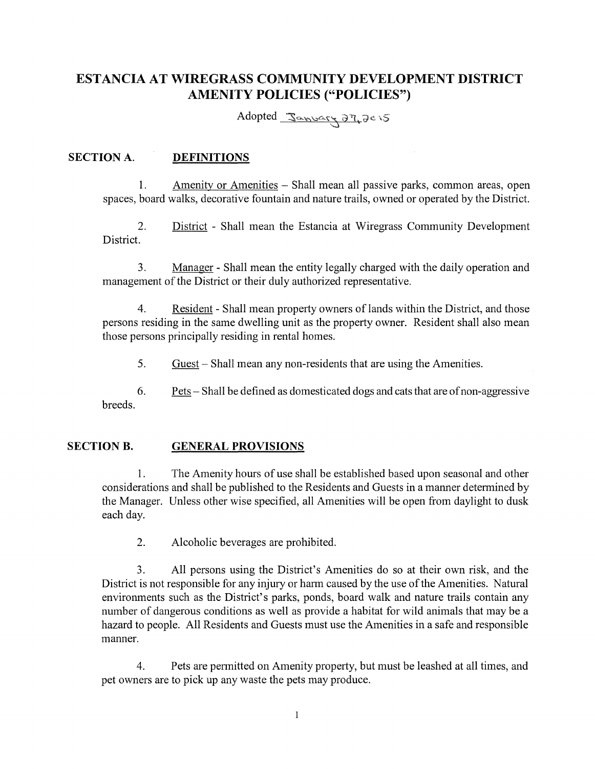# ESTANCIA AT WIREGRASS COMMUNITY DEVELOPMENT DISTRICT AMENITY POLICIES ("POLICIES")

Adopted January 27, 2015

## SECTION A. DEFINITIONS

1. Amenity or Amenities – Shall mean all passive parks, common areas, open spaces, board walks, decorative fountain and nature trails, owned or operated by the District.

2. District - Shall mean the Estancia at Wiregrass Community Development District.

3. Manager - Shall mean the entity legally charged with the daily operation and management of the District or their duly authorized representative.

4. Resident - Shall mean property owners of lands within the District, and those persons residing in the same dwelling unit as the property owner. Resident shall also mean those persons principally residing in rental homes.

5. Guest – Shall mean any non-residents that are using the Amenities.

6. Pets – Shall be defined as domesticated dogs and cats that are of non-aggressive breeds.

## SECTION B. GENERAL PROVISIONS

1. The Amenity hours of use shall be established based upon seasonal and other considerations and shall be published to the Residents and Guests in a manner determined by the Manager. Unless other wise specified, all Amenities will be open from daylight to dusk each day.

2. Alcoholic beverages are prohibited.

3. All persons using the District's Amenities do so at their own risk, and the District is not responsible for any injury or harm caused by the use of the Amenities. Natural environments such as the District's parks, ponds, board walk and nature trails contain any number of dangerous conditions as well as provide a habitat for wild animals that may be a hazard to people. All Residents and Guests must use the Amenities in a safe and responsible manner.

4. Pets are permitted on Amenity property, but must be leashed at all times, and pet owners are to pick up any waste the pets may produce.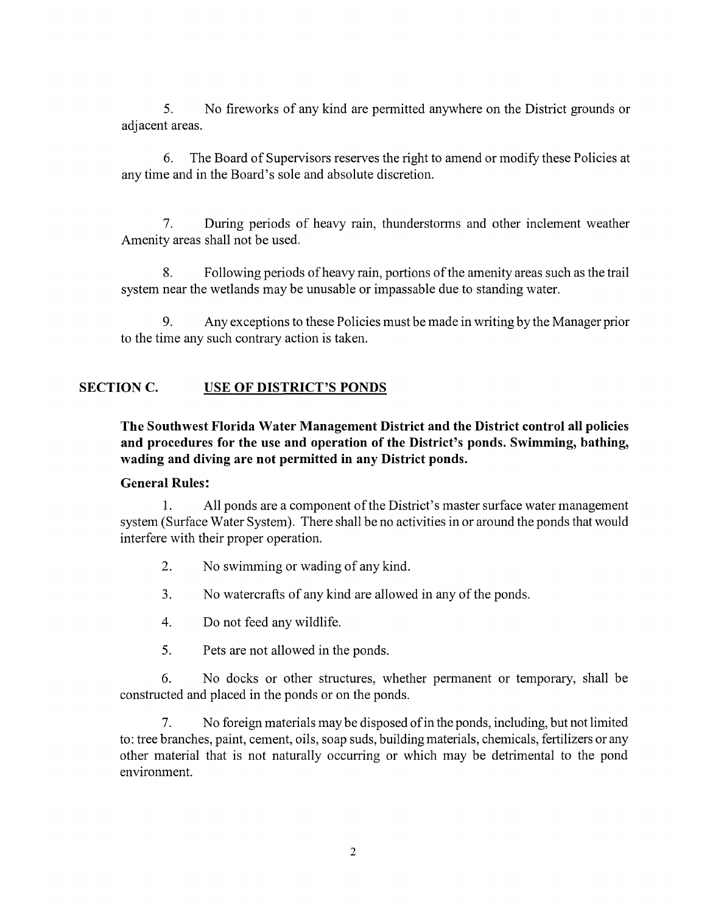5. No fireworks of any kind are permitted anywhere on the District grounds or adjacent areas.

6. The Board of Supervisors reserves the right to amend or modify these Policies at any time and in the Board's sole and absolute discretion.

7. During periods of heavy rain, thunderstorms and other inclement weather Amenity areas shall not be used.

8. Following periods of heavy rain, portions of the amenity areas such as the trail system near the wetlands may be unusable or impassable due to standing water.

9. Any exceptions to these Policies must be made in writing by the Manager prior to the time any such contrary action is taken.

## SECTION C. USE OF DISTRICT'S PONDS

**The Southwest Florida Water Management District and the District control all policies and procedures for the use and operation of the District's ponds. Swimming, bathing, wading and diving are not permitted in any District ponds.**

**General Rules:**

1. All ponds are a component of the District's master surface water management system (Surface Water System). There shall be no activities in or around the ponds that would interfere with their proper operation.

2. No swimming or wading of any kind.

3. No watercrafts of any kind are allowed in any of the ponds.

4. Do not feed any wildlife.

5. Pets are not allowed in the ponds.

6. No docks or other structures, whether permanent or temporary, shall be constructed and placed in the ponds or on the ponds.

7. No foreign materials may be disposed of in the ponds, including, but not limited to: tree branches, paint, cement, oils, soap suds, building materials, chemicals, fertilizers or any other material that is not naturally occurring or which may be detrimental to the pond environment.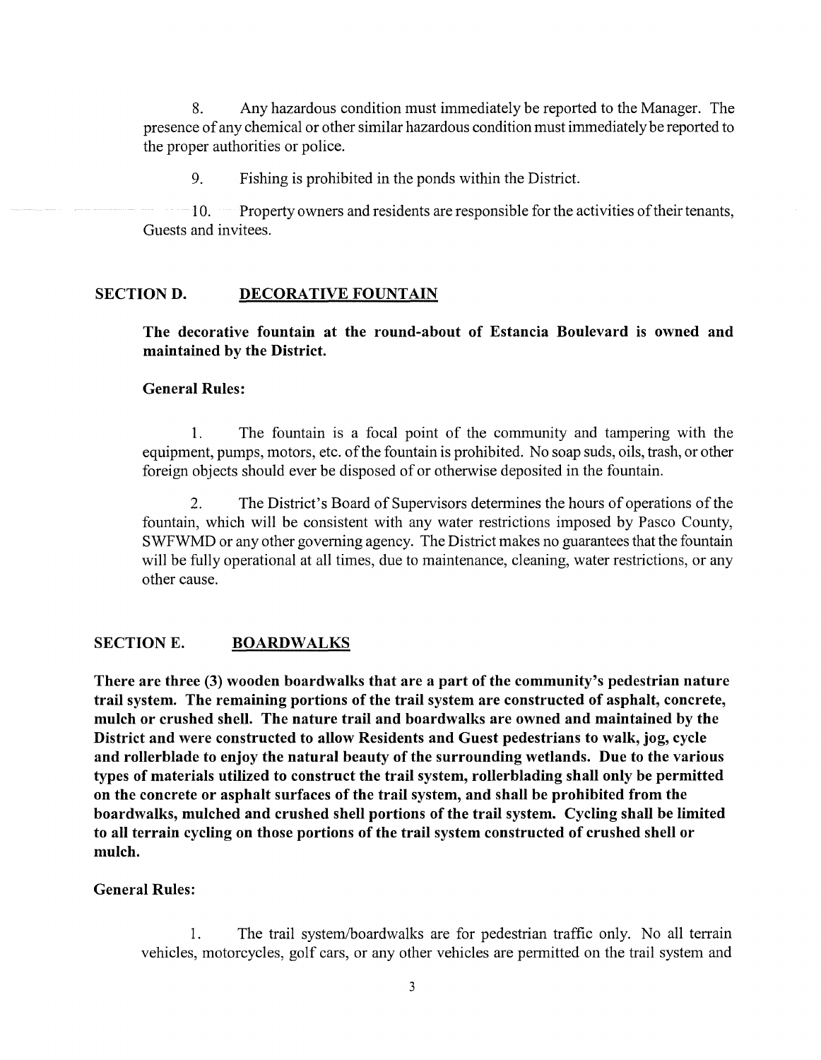8. Any hazardous condition must immediately be reported to the Manager. The presence of any chemical or other similar hazardous condition must immediately be reported to the proper authorities or police.

9. Fishing is prohibited in the ponds within the District.

10. Property owners and residents are responsible for the activities of their tenants, Guests and invitees.

## SECTION D. DECORATIVE FOUNTAIN

**The decorative fountain at the round-about of Estancia Boulevard is owned and maintained by the District.**

**General Rules:**

1. The fountain is a focal point of the community and tampering with the equipment, pumps, motors, etc. of the fountain is prohibited. No soap suds, oils, trash, or other foreign objects should ever be disposed of or otherwise deposited in the fountain.

2. The District's Board of Supervisors determines the hours of operations of the fountain, which will be consistent with any water restrictions imposed by Pasco County, SWFWMD or any other governing agency. The District makes no guarantees that the fountain will be fully operational at all times, due to maintenance, cleaning, water restrictions, or any other cause.

## SECTION E. BOARDWALKS

**There are three (3) wooden boardwalks that are a part of the community's pedestrian nature trail system. The remaining portions of the trail system are constructed of asphalt, concrete, mulch or crushed shell. The nature trail and boardwalks are owned and maintained by the District and were constructed to allow Residents and Guest pedestrians to walk, jog, cycle and rollerblade to enjoy the natural beauty of the surrounding wetlands. Due to the various types of materials utilized to construct the trail system, rollerblading shall only be permitted on the concrete or asphalt surfaces of the trail system, and shall be prohibited from the boardwalks, mulched and crushed shell portions of the trail system. Cycling shall be limited to all terrain cycling on those portions of the trail system constructed of crushed shell or mulch.**

**General Rules:**

1. The trail system/boardwalks are for pedestrian traffic only. No all terrain vehicles, motorcycles, golf cars, or any other vehicles are permitted on the trail system and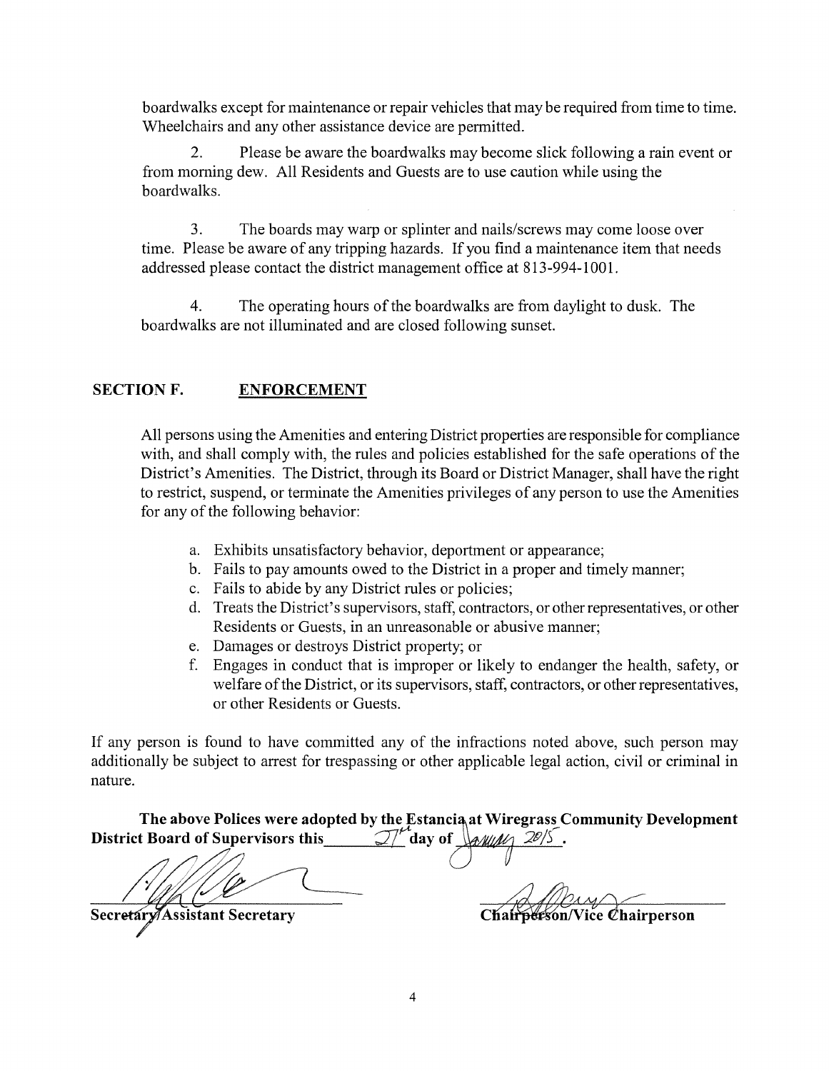boardwalks except for maintenance or repair vehicles that may be required from time to time. Wheelchairs and any other assistance device are permitted.

2. Please be aware the boardwalks may become slick following a rain event or from morning dew. All Residents and Guests are to use caution while using the boardwalks.

3. The boards may warp or splinter and nails/screws may come loose over time. Please be aware of any tripping hazards. If you find a maintenance item that needs addressed please contact the district management office at 813-994-1001.

4. The operating hours of the boardwalks are from daylight to dusk. The boardwalks are not illuminated and are closed following sunset.

## SECTION F. ENFORCEMENT

All persons using the Amenities and entering District properties are responsible for compliance with, and shall comply with, the rules and policies established for the safe operations of the District's Amenities. The District, through its Board or District Manager, shall have the right to restrict, suspend, or terminate the Amenities privileges of any person to use the Amenities for any of the following behavior:

a. Exhibits unsatisfactory behavior, deportment or appearance;
b. Fails to pay amounts owed to the District in a proper and timely manner;
c. Fails to abide by any District rules or policies;
d. Treats the District's supervisors, staff, contractors, or other representatives, or other Residents or Guests, in an unreasonable or abusive manner;
e. Damages or destroys District property; or
f. Engages in conduct that is improper or likely to endanger the health, safety, or welfare of the District, or its supervisors, staff, contractors, or other representatives, or other Residents or Guests.

If any person is found to have committed any of the infractions noted above, such person may additionally be subject to arrest for trespassing or other applicable legal action, civil or criminal in nature.

**The above Polices were adopted by the Estancia at Wiregrass Community Development District Board of Supervisors this 27th day of January 2015.**

**Secretary/Assistant Secretary** **Chairperson/Vice Chairperson**